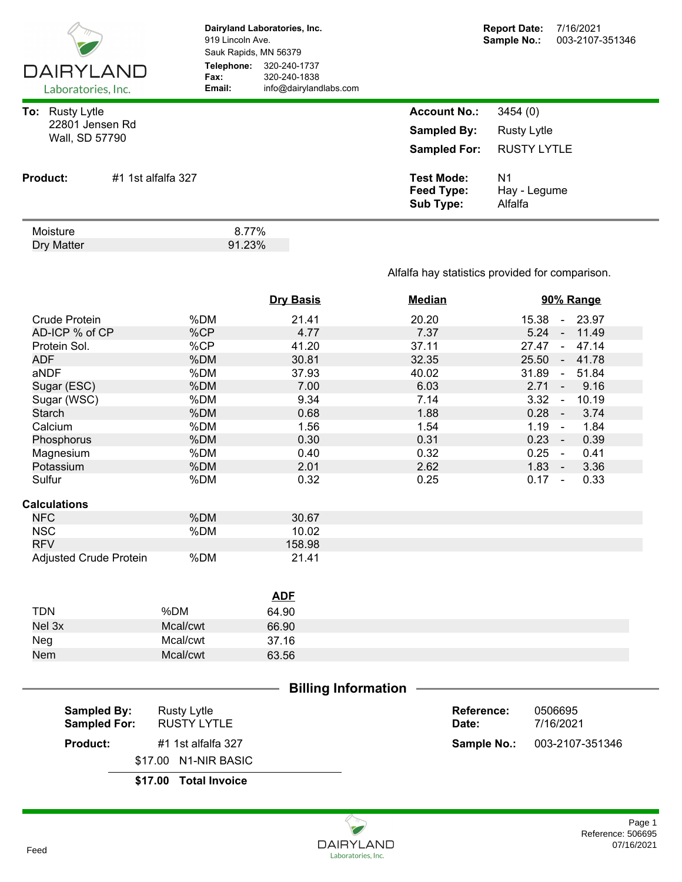DAIRYLAND Laboratories, Inc.

**Dairyland Laboratories, Inc.**
919 Lincoln Ave.
Sauk Rapids, MN 56379
**Telephone:** 320-240-1737
**Fax:** 320-240-1838
**Email:** info@dairylandlabs.com

**Report Date:** 7/16/2021
**Sample No.:** 003-2107-351346

**To:** Rusty Lytle
22801 Jensen Rd
Wall, SD 57790

**Account No.:** 3454 (0)
**Sampled By:** Rusty Lytle
**Sampled For:** RUSTY LYTLE

**Product:** #1 1st alfalfa 327

**Test Mode:** N1
**Feed Type:** Hay - Legume
**Sub Type:** Alfalfa

| | |
|---|---|
| Moisture | 8.77% |
| Dry Matter | 91.23% |

Alfalfa hay statistics provided for comparison.

| | | Dry Basis | Median | 90% Range |
|---|---|---|---|---|
| Crude Protein | %DM | 21.41 | 20.20 | 15.38 - 23.97 |
| AD-ICP % of CP | %CP | 4.77 | 7.37 | 5.24 - 11.49 |
| Protein Sol. | %CP | 41.20 | 37.11 | 27.47 - 47.14 |
| ADF | %DM | 30.81 | 32.35 | 25.50 - 41.78 |
| aNDF | %DM | 37.93 | 40.02 | 31.89 - 51.84 |
| Sugar (ESC) | %DM | 7.00 | 6.03 | 2.71 - 9.16 |
| Sugar (WSC) | %DM | 9.34 | 7.14 | 3.32 - 10.19 |
| Starch | %DM | 0.68 | 1.88 | 0.28 - 3.74 |
| Calcium | %DM | 1.56 | 1.54 | 1.19 - 1.84 |
| Phosphorus | %DM | 0.30 | 0.31 | 0.23 - 0.39 |
| Magnesium | %DM | 0.40 | 0.32 | 0.25 - 0.41 |
| Potassium | %DM | 2.01 | 2.62 | 1.83 - 3.36 |
| Sulfur | %DM | 0.32 | 0.25 | 0.17 - 0.33 |

**Calculations**

| | | |
|---|---|---|
| NFC | %DM | 30.67 |
| NSC | %DM | 10.02 |
| RFV | | 158.98 |
| Adjusted Crude Protein | %DM | 21.41 |

| | | ADF |
|---|---|---|
| TDN | %DM | 64.90 |
| Nel 3x | Mcal/cwt | 66.90 |
| Neg | Mcal/cwt | 37.16 |
| Nem | Mcal/cwt | 63.56 |

## Billing Information

**Sampled By:** Rusty Lytle
**Sampled For:** RUSTY LYTLE
**Product:** #1 1st alfalfa 327

$17.00 N1-NIR BASIC

**$17.00 Total Invoice**

**Reference:** 0506695
**Date:** 7/16/2021
**Sample No.:** 003-2107-351346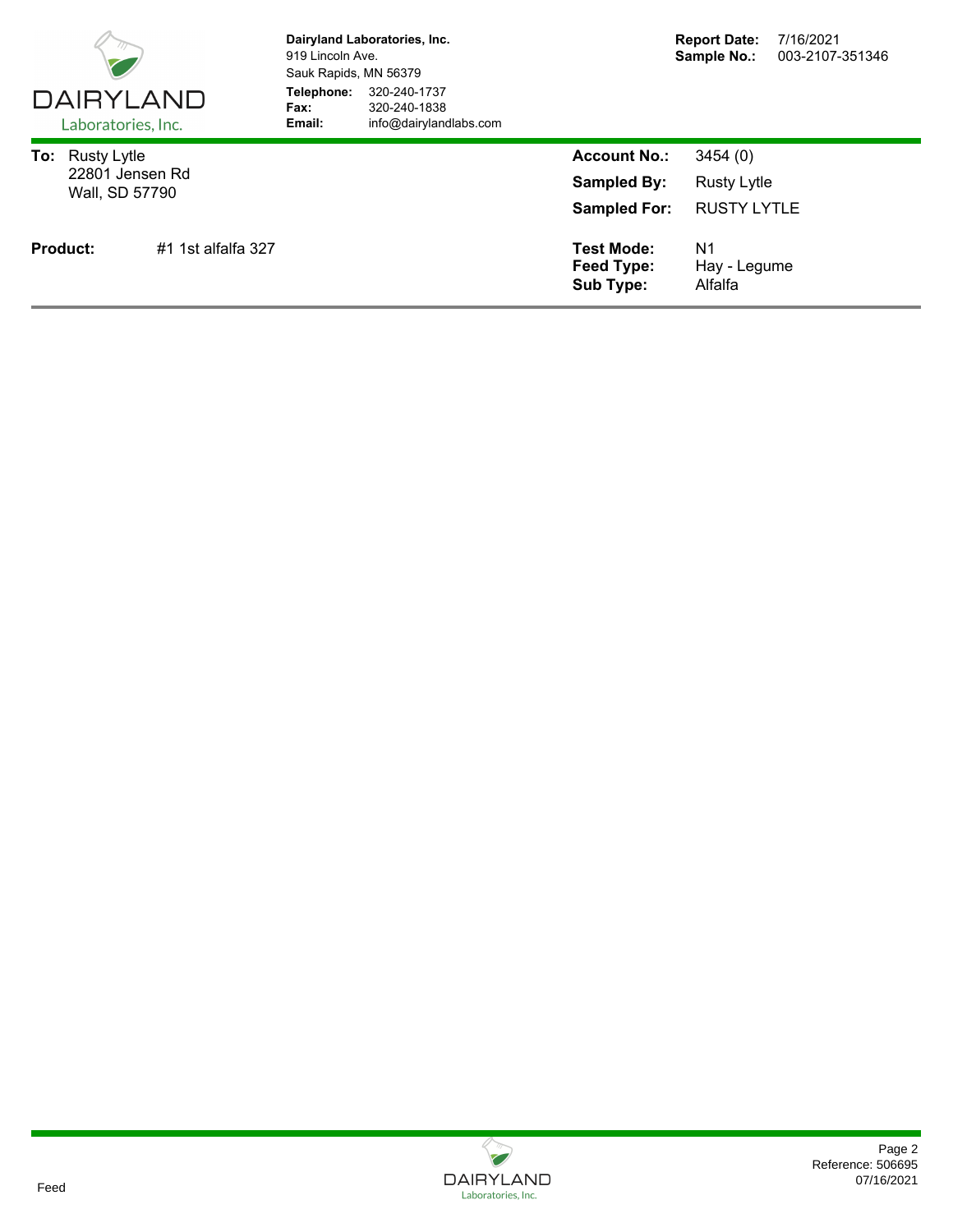**Dairyland Laboratories, Inc.**
919 Lincoln Ave.
Sauk Rapids, MN 56379

| | |
|---|---|
| **Telephone:** | 320-240-1737 |
| **Fax:** | 320-240-1838 |
| **Email:** | info@dairylandlabs.com |

**Report Date:** 7/16/2021
**Sample No.:** 003-2107-351346

**To:** Rusty Lytle
22801 Jensen Rd
Wall, SD 57790

**Account No.:** 3454 (0)
**Sampled By:** Rusty Lytle
**Sampled For:** RUSTY LYTLE

**Product:** #1 1st alfalfa 327

**Test Mode:** N1
**Feed Type:** Hay - Legume
**Sub Type:** Alfalfa

Feed

Reference: 506695
07/16/2021